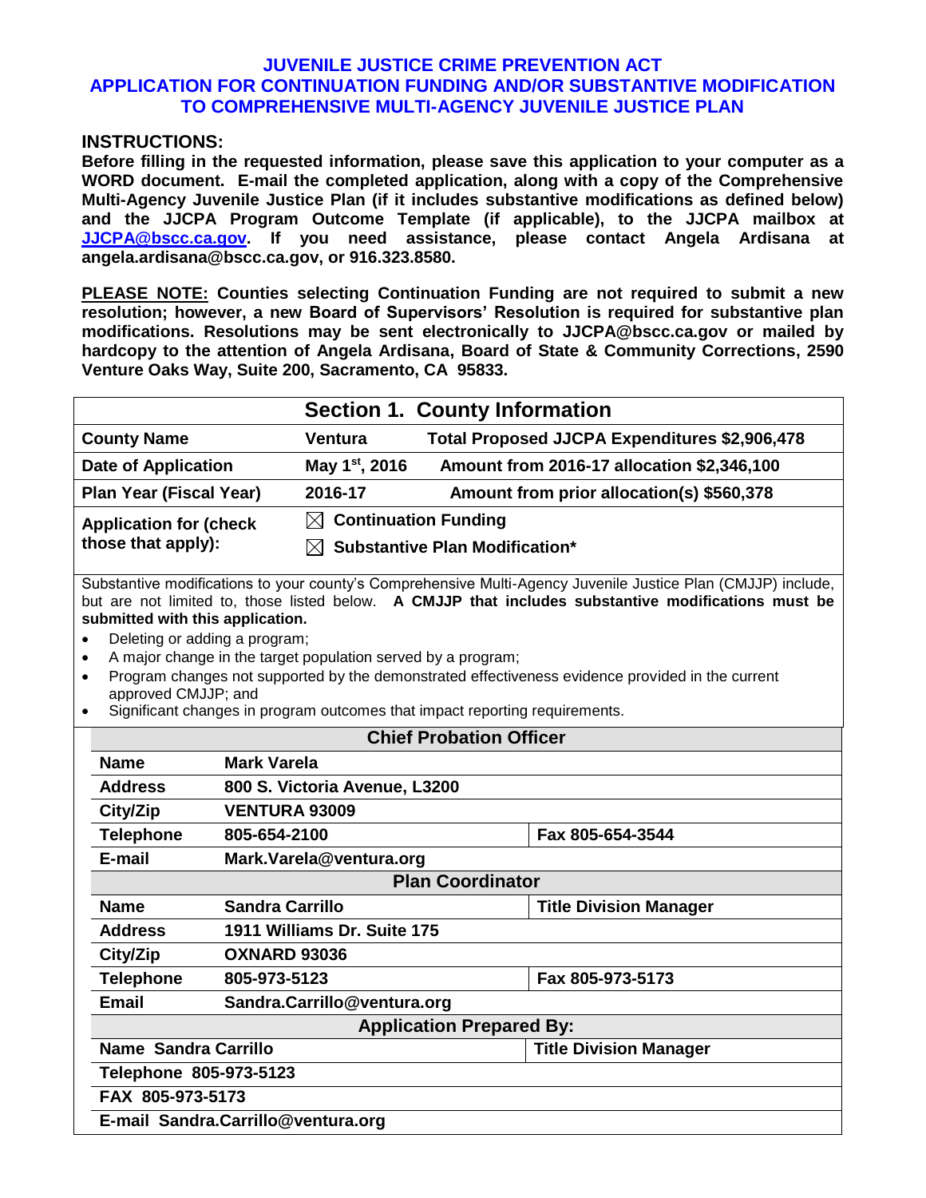# JUVENILE JUSTICE CRIME PREVENTION ACT
# APPLICATION FOR CONTINUATION FUNDING AND/OR SUBSTANTIVE MODIFICATION TO COMPREHENSIVE MULTI-AGENCY JUVENILE JUSTICE PLAN

## INSTRUCTIONS:

**Before filling in the requested information, please save this application to your computer as a WORD document. E-mail the completed application, along with a copy of the Comprehensive Multi-Agency Juvenile Justice Plan (if it includes substantive modifications as defined below) and the JJCPA Program Outcome Template (if applicable), to the JJCPA mailbox at [JJCPA@bscc.ca.gov](mailto:JJCPA@bscc.ca.gov). If you need assistance, please contact Angela Ardisana at angela.ardisana@bscc.ca.gov, or 916.323.8580.**

**PLEASE NOTE: Counties selecting Continuation Funding are not required to submit a new resolution; however, a new Board of Supervisors' Resolution is required for substantive plan modifications. Resolutions may be sent electronically to JJCPA@bscc.ca.gov or mailed by hardcopy to the attention of Angela Ardisana, Board of State & Community Corrections, 2590 Venture Oaks Way, Suite 200, Sacramento, CA 95833.**

## Section 1. County Information

| | | |
|---|---|---|
| **County Name** | **Ventura** | **Total Proposed JJCPA Expenditures $2,906,478** |
| **Date of Application** | **May 1st, 2016** | **Amount from 2016-17 allocation $2,346,100** |
| **Plan Year (Fiscal Year)** | **2016-17** | **Amount from prior allocation(s) $560,378** |
| **Application for (check those that apply):** | ☒ **Continuation Funding**<br>☒ **Substantive Plan Modification*** | |

Substantive modifications to your county's Comprehensive Multi-Agency Juvenile Justice Plan (CMJJP) include, but are not limited to, those listed below. **A CMJJP that includes substantive modifications must be submitted with this application.**

- Deleting or adding a program;
- A major change in the target population served by a program;
- Program changes not supported by the demonstrated effectiveness evidence provided in the current approved CMJJP; and
- Significant changes in program outcomes that impact reporting requirements.

| **Chief Probation Officer** | | |
|---|---|---|
| **Name** | **Mark Varela** | |
| **Address** | **800 S. Victoria Avenue, L3200** | |
| **City/Zip** | **VENTURA 93009** | |
| **Telephone** | **805-654-2100** | **Fax 805-654-3544** |
| **E-mail** | **Mark.Varela@ventura.org** | |
| **Plan Coordinator** | | |
| **Name** | **Sandra Carrillo** | **Title Division Manager** |
| **Address** | **1911 Williams Dr. Suite 175** | |
| **City/Zip** | **OXNARD 93036** | |
| **Telephone** | **805-973-5123** | **Fax 805-973-5173** |
| **Email** | **Sandra.Carrillo@ventura.org** | |
| **Application Prepared By:** | | |
| **Name Sandra Carrillo** | | **Title Division Manager** |
| **Telephone 805-973-5123** | | |
| **FAX 805-973-5173** | | |
| **E-mail Sandra.Carrillo@ventura.org** | | |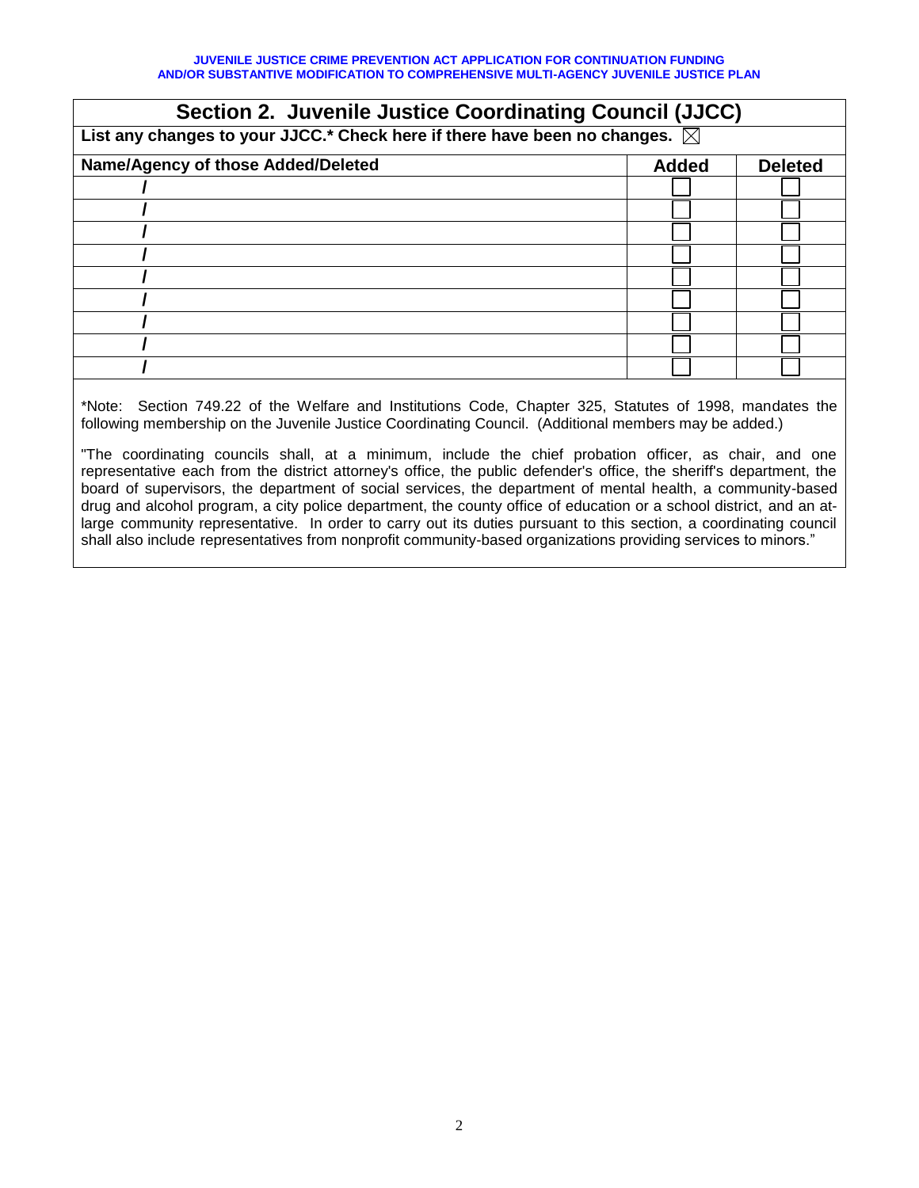## Section 2. Juvenile Justice Coordinating Council (JJCC)

**List any changes to your JJCC.* Check here if there have been no changes.** ☒

| Name/Agency of those Added/Deleted | Added | Deleted |
|---|---|---|
| / | ☐ | ☐ |
| / | ☐ | ☐ |
| / | ☐ | ☐ |
| / | ☐ | ☐ |
| / | ☐ | ☐ |
| / | ☐ | ☐ |
| / | ☐ | ☐ |
| / | ☐ | ☐ |
| / | ☐ | ☐ |

*Note: Section 749.22 of the Welfare and Institutions Code, Chapter 325, Statutes of 1998, mandates the following membership on the Juvenile Justice Coordinating Council. (Additional members may be added.)

"The coordinating councils shall, at a minimum, include the chief probation officer, as chair, and one representative each from the district attorney's office, the public defender's office, the sheriff's department, the board of supervisors, the department of social services, the department of mental health, a community-based drug and alcohol program, a city police department, the county office of education or a school district, and an at-large community representative. In order to carry out its duties pursuant to this section, a coordinating council shall also include representatives from nonprofit community-based organizations providing services to minors."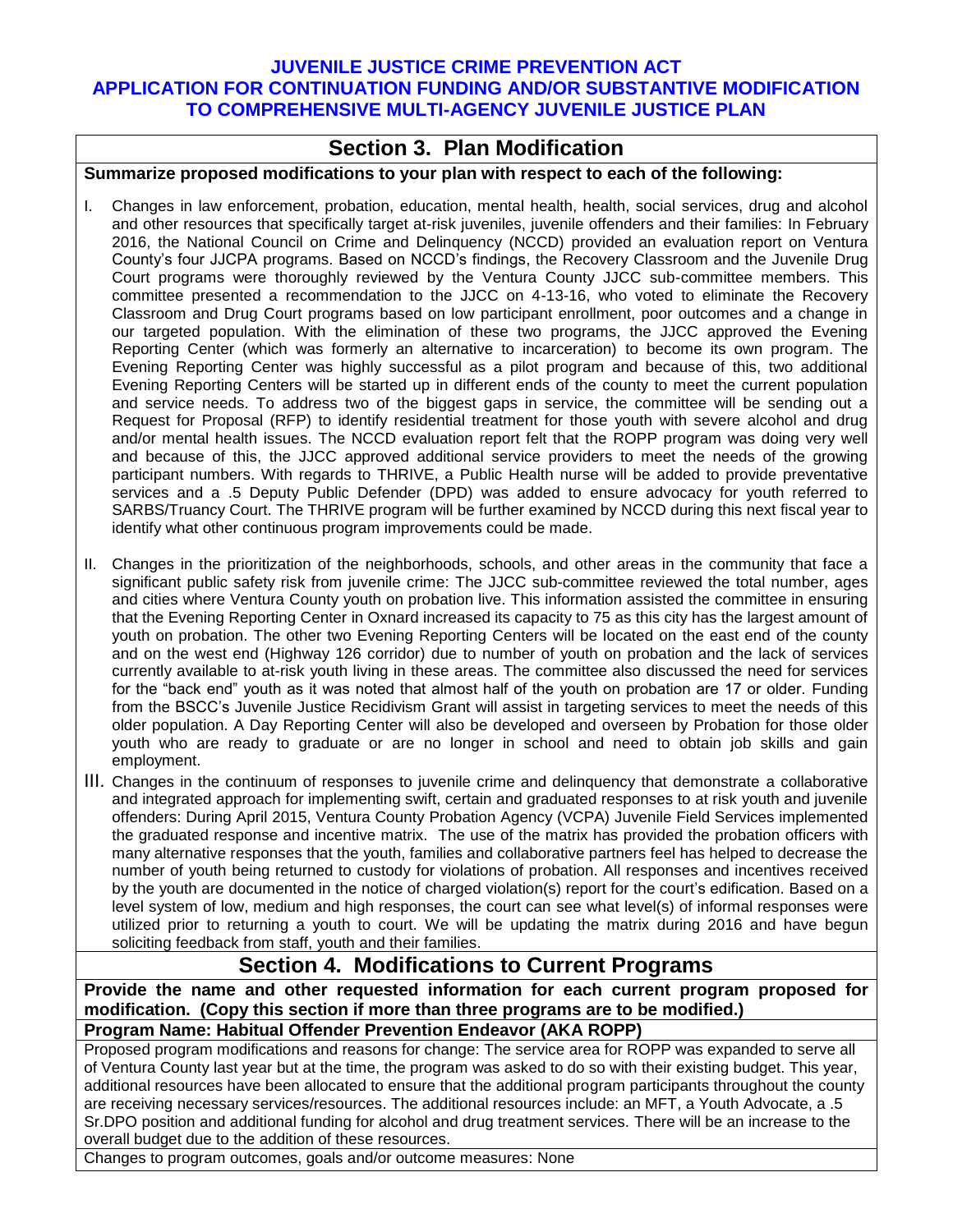**JUVENILE JUSTICE CRIME PREVENTION ACT**
**APPLICATION FOR CONTINUATION FUNDING AND/OR SUBSTANTIVE MODIFICATION TO COMPREHENSIVE MULTI-AGENCY JUVENILE JUSTICE PLAN**

## Section 3. Plan Modification

**Summarize proposed modifications to your plan with respect to each of the following:**

I. Changes in law enforcement, probation, education, mental health, health, social services, drug and alcohol and other resources that specifically target at-risk juveniles, juvenile offenders and their families: In February 2016, the National Council on Crime and Delinquency (NCCD) provided an evaluation report on Ventura County's four JJCPA programs. Based on NCCD's findings, the Recovery Classroom and the Juvenile Drug Court programs were thoroughly reviewed by the Ventura County JJCC sub-committee members. This committee presented a recommendation to the JJCC on 4-13-16, who voted to eliminate the Recovery Classroom and Drug Court programs based on low participant enrollment, poor outcomes and a change in our targeted population. With the elimination of these two programs, the JJCC approved the Evening Reporting Center (which was formerly an alternative to incarceration) to become its own program. The Evening Reporting Center was highly successful as a pilot program and because of this, two additional Evening Reporting Centers will be started up in different ends of the county to meet the current population and service needs. To address two of the biggest gaps in service, the committee will be sending out a Request for Proposal (RFP) to identify residential treatment for those youth with severe alcohol and drug and/or mental health issues. The NCCD evaluation report felt that the ROPP program was doing very well and because of this, the JJCC approved additional service providers to meet the needs of the growing participant numbers. With regards to THRIVE, a Public Health nurse will be added to provide preventative services and a .5 Deputy Public Defender (DPD) was added to ensure advocacy for youth referred to SARBS/Truancy Court. The THRIVE program will be further examined by NCCD during this next fiscal year to identify what other continuous program improvements could be made.

II. Changes in the prioritization of the neighborhoods, schools, and other areas in the community that face a significant public safety risk from juvenile crime: The JJCC sub-committee reviewed the total number, ages and cities where Ventura County youth on probation live. This information assisted the committee in ensuring that the Evening Reporting Center in Oxnard increased its capacity to 75 as this city has the largest amount of youth on probation. The other two Evening Reporting Centers will be located on the east end of the county and on the west end (Highway 126 corridor) due to number of youth on probation and the lack of services currently available to at-risk youth living in these areas. The committee also discussed the need for services for the "back end" youth as it was noted that almost half of the youth on probation are 17 or older. Funding from the BSCC's Juvenile Justice Recidivism Grant will assist in targeting services to meet the needs of this older population. A Day Reporting Center will also be developed and overseen by Probation for those older youth who are ready to graduate or are no longer in school and need to obtain job skills and gain employment.

III. Changes in the continuum of responses to juvenile crime and delinquency that demonstrate a collaborative and integrated approach for implementing swift, certain and graduated responses to at risk youth and juvenile offenders: During April 2015, Ventura County Probation Agency (VCPA) Juvenile Field Services implemented the graduated response and incentive matrix. The use of the matrix has provided the probation officers with many alternative responses that the youth, families and collaborative partners feel has helped to decrease the number of youth being returned to custody for violations of probation. All responses and incentives received by the youth are documented in the notice of charged violation(s) report for the court's edification. Based on a level system of low, medium and high responses, the court can see what level(s) of informal responses were utilized prior to returning a youth to court. We will be updating the matrix during 2016 and have begun soliciting feedback from staff, youth and their families.

## Section 4. Modifications to Current Programs

**Provide the name and other requested information for each current program proposed for modification. (Copy this section if more than three programs are to be modified.)**

**Program Name: Habitual Offender Prevention Endeavor (AKA ROPP)**

Proposed program modifications and reasons for change: The service area for ROPP was expanded to serve all of Ventura County last year but at the time, the program was asked to do so with their existing budget. This year, additional resources have been allocated to ensure that the additional program participants throughout the county are receiving necessary services/resources. The additional resources include: an MFT, a Youth Advocate, a .5 Sr.DPO position and additional funding for alcohol and drug treatment services. There will be an increase to the overall budget due to the addition of these resources.

Changes to program outcomes, goals and/or outcome measures: None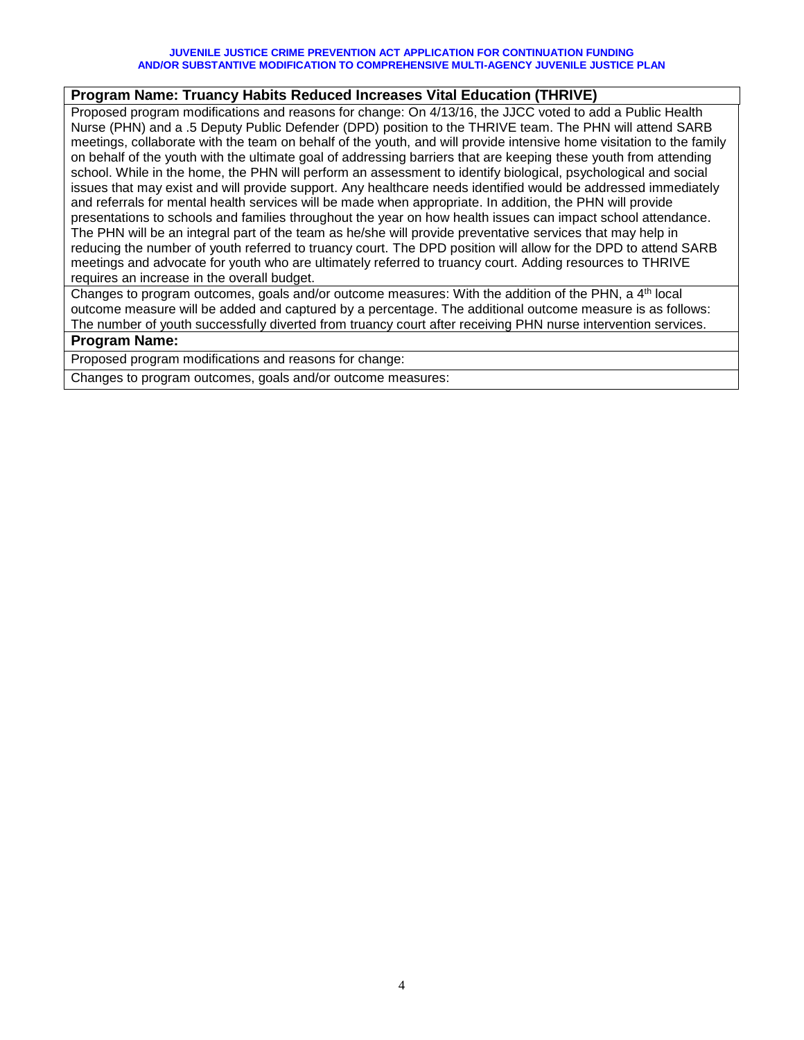**JUVENILE JUSTICE CRIME PREVENTION ACT APPLICATION FOR CONTINUATION FUNDING AND/OR SUBSTANTIVE MODIFICATION TO COMPREHENSIVE MULTI-AGENCY JUVENILE JUSTICE PLAN**

| **Program Name: Truancy Habits Reduced Increases Vital Education (THRIVE)** |
|---|
| Proposed program modifications and reasons for change: On 4/13/16, the JJCC voted to add a Public Health Nurse (PHN) and a .5 Deputy Public Defender (DPD) position to the THRIVE team. The PHN will attend SARB meetings, collaborate with the team on behalf of the youth, and will provide intensive home visitation to the family on behalf of the youth with the ultimate goal of addressing barriers that are keeping these youth from attending school. While in the home, the PHN will perform an assessment to identify biological, psychological and social issues that may exist and will provide support. Any healthcare needs identified would be addressed immediately and referrals for mental health services will be made when appropriate. In addition, the PHN will provide presentations to schools and families throughout the year on how health issues can impact school attendance. The PHN will be an integral part of the team as he/she will provide preventative services that may help in reducing the number of youth referred to truancy court. The DPD position will allow for the DPD to attend SARB meetings and advocate for youth who are ultimately referred to truancy court. Adding resources to THRIVE requires an increase in the overall budget. |
| Changes to program outcomes, goals and/or outcome measures: With the addition of the PHN, a 4th local outcome measure will be added and captured by a percentage. The additional outcome measure is as follows: The number of youth successfully diverted from truancy court after receiving PHN nurse intervention services. |

| **Program Name:** |
|---|
| Proposed program modifications and reasons for change: |
| Changes to program outcomes, goals and/or outcome measures: |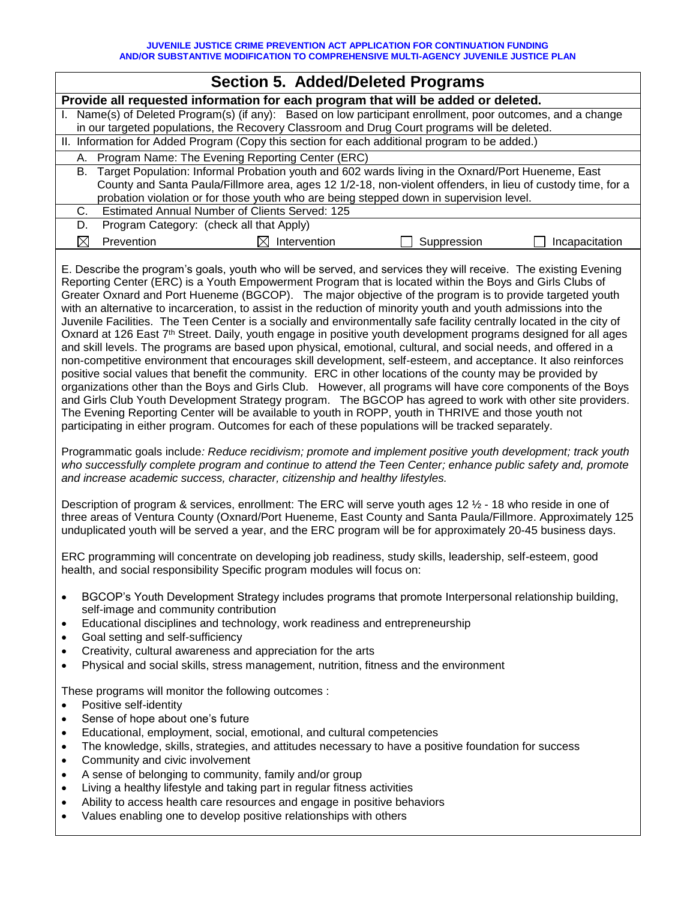## Section 5. Added/Deleted Programs

**Provide all requested information for each program that will be added or deleted.**

I. Name(s) of Deleted Program(s) (if any): Based on low participant enrollment, poor outcomes, and a change in our targeted populations, the Recovery Classroom and Drug Court programs will be deleted.

II. Information for Added Program (Copy this section for each additional program to be added.)

A. Program Name: The Evening Reporting Center (ERC)

B. Target Population: Informal Probation youth and 602 wards living in the Oxnard/Port Hueneme, East County and Santa Paula/Fillmore area, ages 12 1/2-18, non-violent offenders, in lieu of custody time, for a probation violation or for those youth who are being stepped down in supervision level.

C. Estimated Annual Number of Clients Served: 125

D. Program Category: (check all that Apply)

☒ Prevention ☒ Intervention ☐ Suppression ☐ Incapacitation

E. Describe the program's goals, youth who will be served, and services they will receive. The existing Evening Reporting Center (ERC) is a Youth Empowerment Program that is located within the Boys and Girls Clubs of Greater Oxnard and Port Hueneme (BGCOP). The major objective of the program is to provide targeted youth with an alternative to incarceration, to assist in the reduction of minority youth and youth admissions into the Juvenile Facilities. The Teen Center is a socially and environmentally safe facility centrally located in the city of Oxnard at 126 East 7th Street. Daily, youth engage in positive youth development programs designed for all ages and skill levels. The programs are based upon physical, emotional, cultural, and social needs, and offered in a non-competitive environment that encourages skill development, self-esteem, and acceptance. It also reinforces positive social values that benefit the community. ERC in other locations of the county may be provided by organizations other than the Boys and Girls Club. However, all programs will have core components of the Boys and Girls Club Youth Development Strategy program. The BGCOP has agreed to work with other site providers. The Evening Reporting Center will be available to youth in ROPP, youth in THRIVE and those youth not participating in either program. Outcomes for each of these populations will be tracked separately.

Programmatic goals include*: Reduce recidivism; promote and implement positive youth development; track youth who successfully complete program and continue to attend the Teen Center; enhance public safety and, promote and increase academic success, character, citizenship and healthy lifestyles.*

Description of program & services, enrollment: The ERC will serve youth ages 12 ½ - 18 who reside in one of three areas of Ventura County (Oxnard/Port Hueneme, East County and Santa Paula/Fillmore. Approximately 125 unduplicated youth will be served a year, and the ERC program will be for approximately 20-45 business days.

ERC programming will concentrate on developing job readiness, study skills, leadership, self-esteem, good health, and social responsibility Specific program modules will focus on:

- BGCOP's Youth Development Strategy includes programs that promote Interpersonal relationship building, self-image and community contribution
- Educational disciplines and technology, work readiness and entrepreneurship
- Goal setting and self-sufficiency
- Creativity, cultural awareness and appreciation for the arts
- Physical and social skills, stress management, nutrition, fitness and the environment

These programs will monitor the following outcomes :

- Positive self-identity
- Sense of hope about one's future
- Educational, employment, social, emotional, and cultural competencies
- The knowledge, skills, strategies, and attitudes necessary to have a positive foundation for success
- Community and civic involvement
- A sense of belonging to community, family and/or group
- Living a healthy lifestyle and taking part in regular fitness activities
- Ability to access health care resources and engage in positive behaviors
- Values enabling one to develop positive relationships with others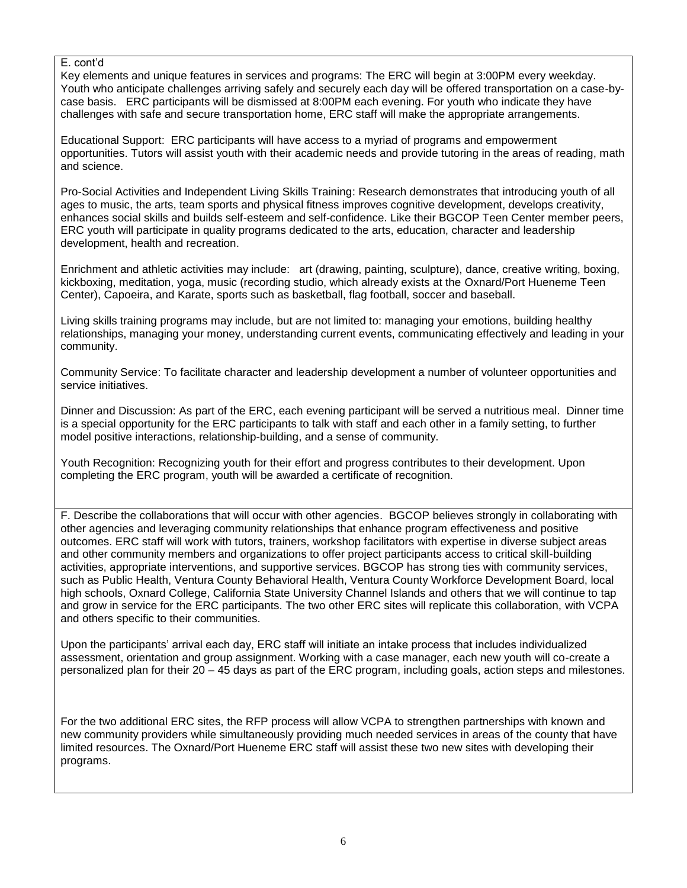E. cont'd

Key elements and unique features in services and programs: The ERC will begin at 3:00PM every weekday. Youth who anticipate challenges arriving safely and securely each day will be offered transportation on a case-by-case basis. ERC participants will be dismissed at 8:00PM each evening. For youth who indicate they have challenges with safe and secure transportation home, ERC staff will make the appropriate arrangements.

Educational Support: ERC participants will have access to a myriad of programs and empowerment opportunities. Tutors will assist youth with their academic needs and provide tutoring in the areas of reading, math and science.

Pro-Social Activities and Independent Living Skills Training: Research demonstrates that introducing youth of all ages to music, the arts, team sports and physical fitness improves cognitive development, develops creativity, enhances social skills and builds self-esteem and self-confidence. Like their BGCOP Teen Center member peers, ERC youth will participate in quality programs dedicated to the arts, education, character and leadership development, health and recreation.

Enrichment and athletic activities may include: art (drawing, painting, sculpture), dance, creative writing, boxing, kickboxing, meditation, yoga, music (recording studio, which already exists at the Oxnard/Port Hueneme Teen Center), Capoeira, and Karate, sports such as basketball, flag football, soccer and baseball.

Living skills training programs may include, but are not limited to: managing your emotions, building healthy relationships, managing your money, understanding current events, communicating effectively and leading in your community.

Community Service: To facilitate character and leadership development a number of volunteer opportunities and service initiatives.

Dinner and Discussion: As part of the ERC, each evening participant will be served a nutritious meal. Dinner time is a special opportunity for the ERC participants to talk with staff and each other in a family setting, to further model positive interactions, relationship-building, and a sense of community.

Youth Recognition: Recognizing youth for their effort and progress contributes to their development. Upon completing the ERC program, youth will be awarded a certificate of recognition.

F. Describe the collaborations that will occur with other agencies. BGCOP believes strongly in collaborating with other agencies and leveraging community relationships that enhance program effectiveness and positive outcomes. ERC staff will work with tutors, trainers, workshop facilitators with expertise in diverse subject areas and other community members and organizations to offer project participants access to critical skill-building activities, appropriate interventions, and supportive services. BGCOP has strong ties with community services, such as Public Health, Ventura County Behavioral Health, Ventura County Workforce Development Board, local high schools, Oxnard College, California State University Channel Islands and others that we will continue to tap and grow in service for the ERC participants. The two other ERC sites will replicate this collaboration, with VCPA and others specific to their communities.

Upon the participants' arrival each day, ERC staff will initiate an intake process that includes individualized assessment, orientation and group assignment. Working with a case manager, each new youth will co-create a personalized plan for their 20 – 45 days as part of the ERC program, including goals, action steps and milestones.

For the two additional ERC sites, the RFP process will allow VCPA to strengthen partnerships with known and new community providers while simultaneously providing much needed services in areas of the county that have limited resources. The Oxnard/Port Hueneme ERC staff will assist these two new sites with developing their programs.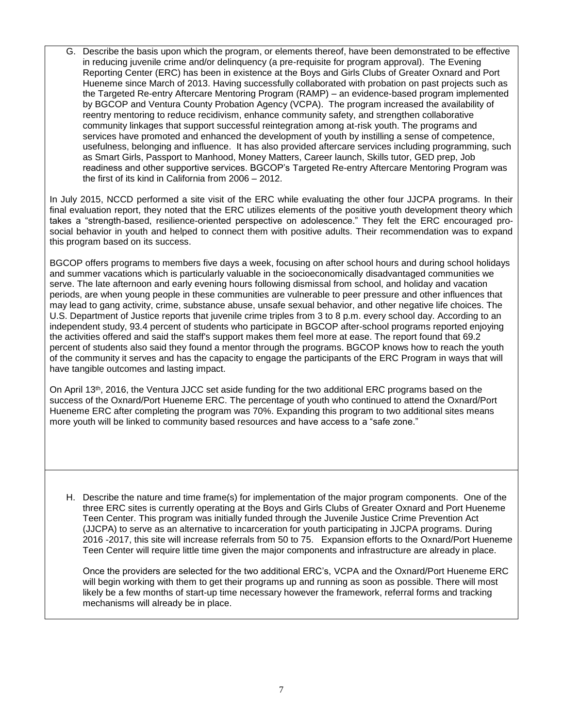G. Describe the basis upon which the program, or elements thereof, have been demonstrated to be effective in reducing juvenile crime and/or delinquency (a pre-requisite for program approval). The Evening Reporting Center (ERC) has been in existence at the Boys and Girls Clubs of Greater Oxnard and Port Hueneme since March of 2013. Having successfully collaborated with probation on past projects such as the Targeted Re-entry Aftercare Mentoring Program (RAMP) – an evidence-based program implemented by BGCOP and Ventura County Probation Agency (VCPA). The program increased the availability of reentry mentoring to reduce recidivism, enhance community safety, and strengthen collaborative community linkages that support successful reintegration among at-risk youth. The programs and services have promoted and enhanced the development of youth by instilling a sense of competence, usefulness, belonging and influence. It has also provided aftercare services including programming, such as Smart Girls, Passport to Manhood, Money Matters, Career launch, Skills tutor, GED prep, Job readiness and other supportive services. BGCOP's Targeted Re-entry Aftercare Mentoring Program was the first of its kind in California from 2006 – 2012.

In July 2015, NCCD performed a site visit of the ERC while evaluating the other four JJCPA programs. In their final evaluation report, they noted that the ERC utilizes elements of the positive youth development theory which takes a "strength-based, resilience-oriented perspective on adolescence." They felt the ERC encouraged pro-social behavior in youth and helped to connect them with positive adults. Their recommendation was to expand this program based on its success.

BGCOP offers programs to members five days a week, focusing on after school hours and during school holidays and summer vacations which is particularly valuable in the socioeconomically disadvantaged communities we serve. The late afternoon and early evening hours following dismissal from school, and holiday and vacation periods, are when young people in these communities are vulnerable to peer pressure and other influences that may lead to gang activity, crime, substance abuse, unsafe sexual behavior, and other negative life choices. The U.S. Department of Justice reports that juvenile crime triples from 3 to 8 p.m. every school day. According to an independent study, 93.4 percent of students who participate in BGCOP after-school programs reported enjoying the activities offered and said the staff's support makes them feel more at ease. The report found that 69.2 percent of students also said they found a mentor through the programs. BGCOP knows how to reach the youth of the community it serves and has the capacity to engage the participants of the ERC Program in ways that will have tangible outcomes and lasting impact.

On April 13th, 2016, the Ventura JJCC set aside funding for the two additional ERC programs based on the success of the Oxnard/Port Hueneme ERC. The percentage of youth who continued to attend the Oxnard/Port Hueneme ERC after completing the program was 70%. Expanding this program to two additional sites means more youth will be linked to community based resources and have access to a "safe zone."

H. Describe the nature and time frame(s) for implementation of the major program components. One of the three ERC sites is currently operating at the Boys and Girls Clubs of Greater Oxnard and Port Hueneme Teen Center. This program was initially funded through the Juvenile Justice Crime Prevention Act (JJCPA) to serve as an alternative to incarceration for youth participating in JJCPA programs. During 2016 -2017, this site will increase referrals from 50 to 75. Expansion efforts to the Oxnard/Port Hueneme Teen Center will require little time given the major components and infrastructure are already in place.

Once the providers are selected for the two additional ERC's, VCPA and the Oxnard/Port Hueneme ERC will begin working with them to get their programs up and running as soon as possible. There will most likely be a few months of start-up time necessary however the framework, referral forms and tracking mechanisms will already be in place.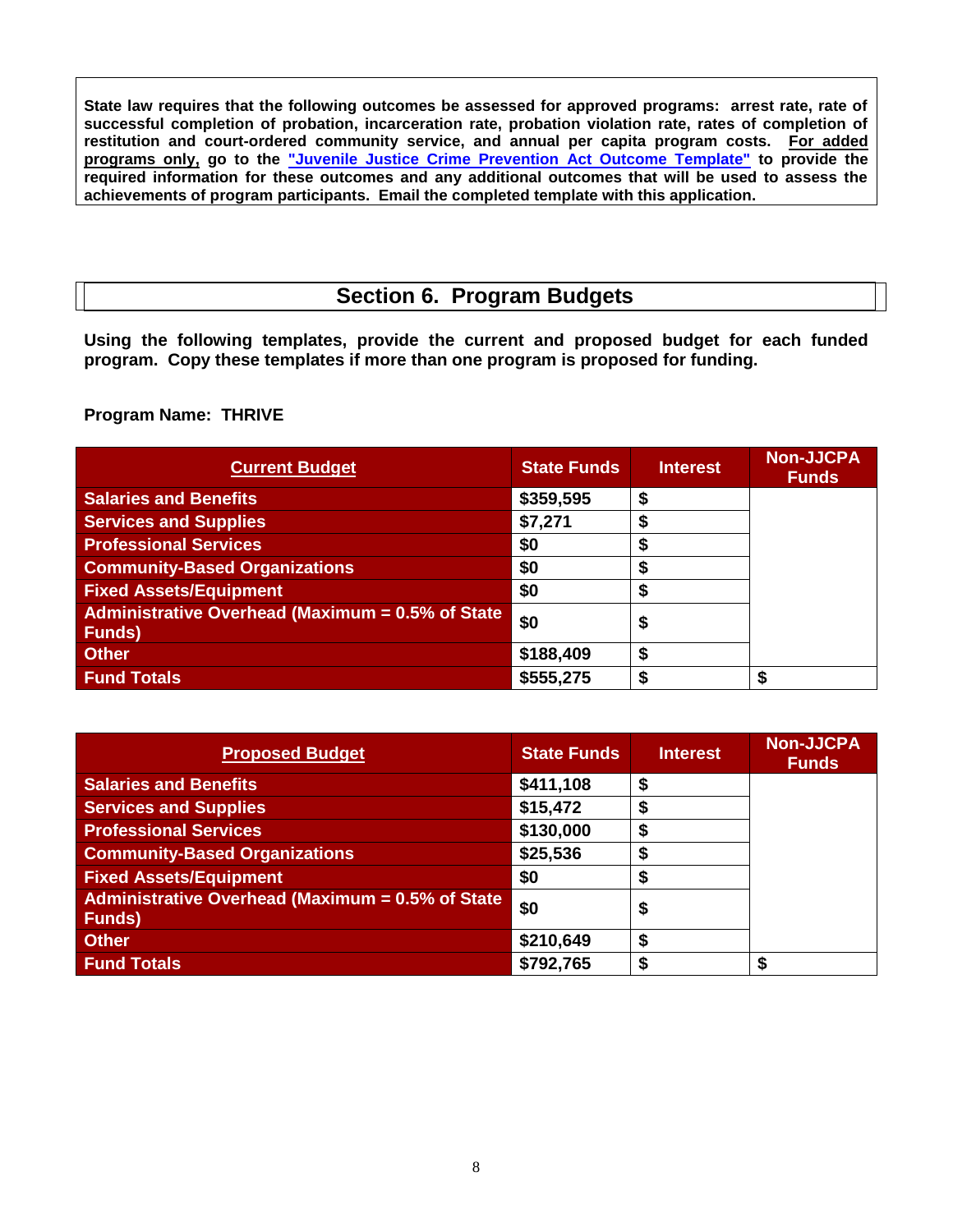**State law requires that the following outcomes be assessed for approved programs: arrest rate, rate of successful completion of probation, incarceration rate, probation violation rate, rates of completion of restitution and court-ordered community service, and annual per capita program costs. <u>For added programs only,</u> go to the "Juvenile Justice Crime Prevention Act Outcome Template" to provide the required information for these outcomes and any additional outcomes that will be used to assess the achievements of program participants. Email the completed template with this application.**

## Section 6. Program Budgets

**Using the following templates, provide the current and proposed budget for each funded program. Copy these templates if more than one program is proposed for funding.**

**Program Name: THRIVE**

| Current Budget | State Funds | Interest | Non-JJCPA Funds |
|---|---|---|---|
| Salaries and Benefits | $359,595 | $ | |
| Services and Supplies | $7,271 | $ | |
| Professional Services | $0 | $ | |
| Community-Based Organizations | $0 | $ | |
| Fixed Assets/Equipment | $0 | $ | |
| Administrative Overhead (Maximum = 0.5% of State Funds) | $0 | $ | |
| Other | $188,409 | $ | |
| Fund Totals | $555,275 | $ | $ |

| Proposed Budget | State Funds | Interest | Non-JJCPA Funds |
|---|---|---|---|
| Salaries and Benefits | $411,108 | $ | |
| Services and Supplies | $15,472 | $ | |
| Professional Services | $130,000 | $ | |
| Community-Based Organizations | $25,536 | $ | |
| Fixed Assets/Equipment | $0 | $ | |
| Administrative Overhead (Maximum = 0.5% of State Funds) | $0 | $ | |
| Other | $210,649 | $ | |
| Fund Totals | $792,765 | $ | $ |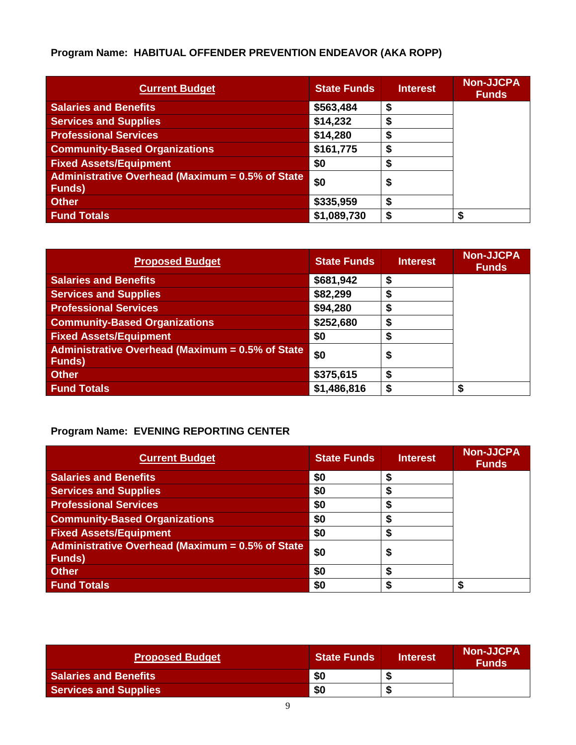**Program Name: HABITUAL OFFENDER PREVENTION ENDEAVOR (AKA ROPP)**

| Current Budget | State Funds | Interest | Non-JJCPA Funds |
|---|---|---|---|
| Salaries and Benefits | $563,484 | $ | |
| Services and Supplies | $14,232 | $ | |
| Professional Services | $14,280 | $ | |
| Community-Based Organizations | $161,775 | $ | |
| Fixed Assets/Equipment | $0 | $ | |
| Administrative Overhead (Maximum = 0.5% of State Funds) | $0 | $ | |
| Other | $335,959 | $ | |
| Fund Totals | $1,089,730 | $ | $ |

| Proposed Budget | State Funds | Interest | Non-JJCPA Funds |
|---|---|---|---|
| Salaries and Benefits | $681,942 | $ | |
| Services and Supplies | $82,299 | $ | |
| Professional Services | $94,280 | $ | |
| Community-Based Organizations | $252,680 | $ | |
| Fixed Assets/Equipment | $0 | $ | |
| Administrative Overhead (Maximum = 0.5% of State Funds) | $0 | $ | |
| Other | $375,615 | $ | |
| Fund Totals | $1,486,816 | $ | $ |

**Program Name: EVENING REPORTING CENTER**

| Current Budget | State Funds | Interest | Non-JJCPA Funds |
|---|---|---|---|
| Salaries and Benefits | $0 | $ | |
| Services and Supplies | $0 | $ | |
| Professional Services | $0 | $ | |
| Community-Based Organizations | $0 | $ | |
| Fixed Assets/Equipment | $0 | $ | |
| Administrative Overhead (Maximum = 0.5% of State Funds) | $0 | $ | |
| Other | $0 | $ | |
| Fund Totals | $0 | $ | $ |

| Proposed Budget | State Funds | Interest | Non-JJCPA Funds |
|---|---|---|---|
| Salaries and Benefits | $0 | $ | |
| Services and Supplies | $0 | $ | |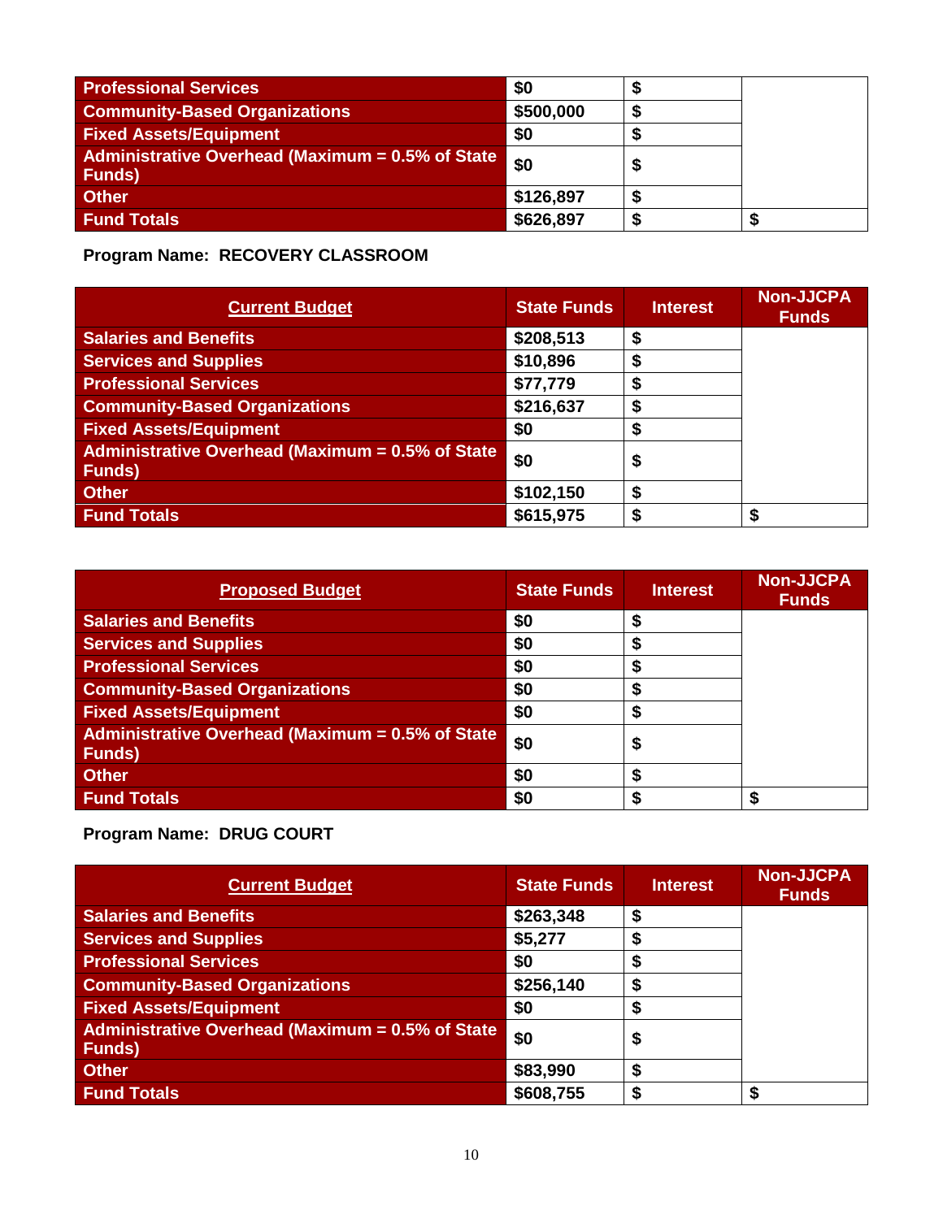| | | | |
|---|---|---|---|
| Professional Services | $0 | $ | |
| Community-Based Organizations | $500,000 | $ | |
| Fixed Assets/Equipment | $0 | $ | |
| Administrative Overhead (Maximum = 0.5% of State Funds) | $0 | $ | |
| Other | $126,897 | $ | |
| Fund Totals | $626,897 | $ | $ |

**Program Name: RECOVERY CLASSROOM**

| Current Budget | State Funds | Interest | Non-JJCPA Funds |
|---|---|---|---|
| Salaries and Benefits | $208,513 | $ | |
| Services and Supplies | $10,896 | $ | |
| Professional Services | $77,779 | $ | |
| Community-Based Organizations | $216,637 | $ | |
| Fixed Assets/Equipment | $0 | $ | |
| Administrative Overhead (Maximum = 0.5% of State Funds) | $0 | $ | |
| Other | $102,150 | $ | |
| Fund Totals | $615,975 | $ | $ |

| Proposed Budget | State Funds | Interest | Non-JJCPA Funds |
|---|---|---|---|
| Salaries and Benefits | $0 | $ | |
| Services and Supplies | $0 | $ | |
| Professional Services | $0 | $ | |
| Community-Based Organizations | $0 | $ | |
| Fixed Assets/Equipment | $0 | $ | |
| Administrative Overhead (Maximum = 0.5% of State Funds) | $0 | $ | |
| Other | $0 | $ | |
| Fund Totals | $0 | $ | $ |

**Program Name: DRUG COURT**

| Current Budget | State Funds | Interest | Non-JJCPA Funds |
|---|---|---|---|
| Salaries and Benefits | $263,348 | $ | |
| Services and Supplies | $5,277 | $ | |
| Professional Services | $0 | $ | |
| Community-Based Organizations | $256,140 | $ | |
| Fixed Assets/Equipment | $0 | $ | |
| Administrative Overhead (Maximum = 0.5% of State Funds) | $0 | $ | |
| Other | $83,990 | $ | |
| Fund Totals | $608,755 | $ | $ |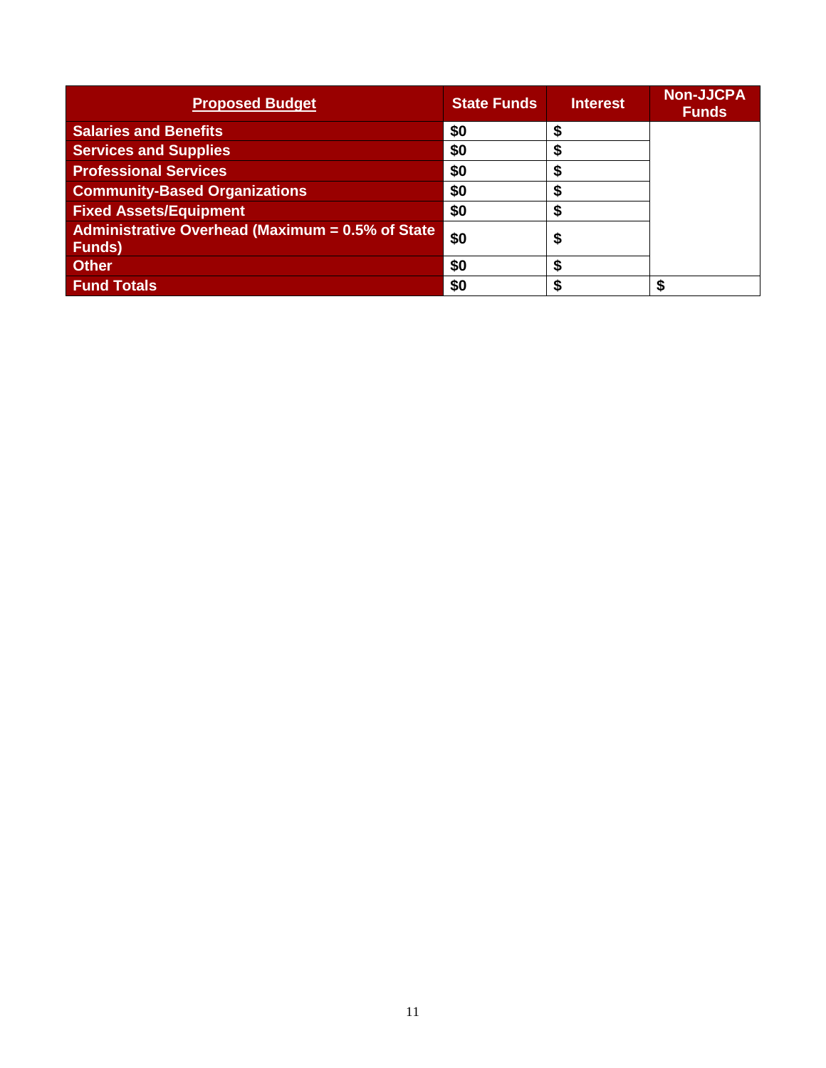| Proposed Budget | State Funds | Interest | Non-JJCPA Funds |
|---|---|---|---|
| Salaries and Benefits | $0 | $ | |
| Services and Supplies | $0 | $ | |
| Professional Services | $0 | $ | |
| Community-Based Organizations | $0 | $ | |
| Fixed Assets/Equipment | $0 | $ | |
| Administrative Overhead (Maximum = 0.5% of State Funds) | $0 | $ | |
| Other | $0 | $ | |
| Fund Totals | $0 | $ | $ |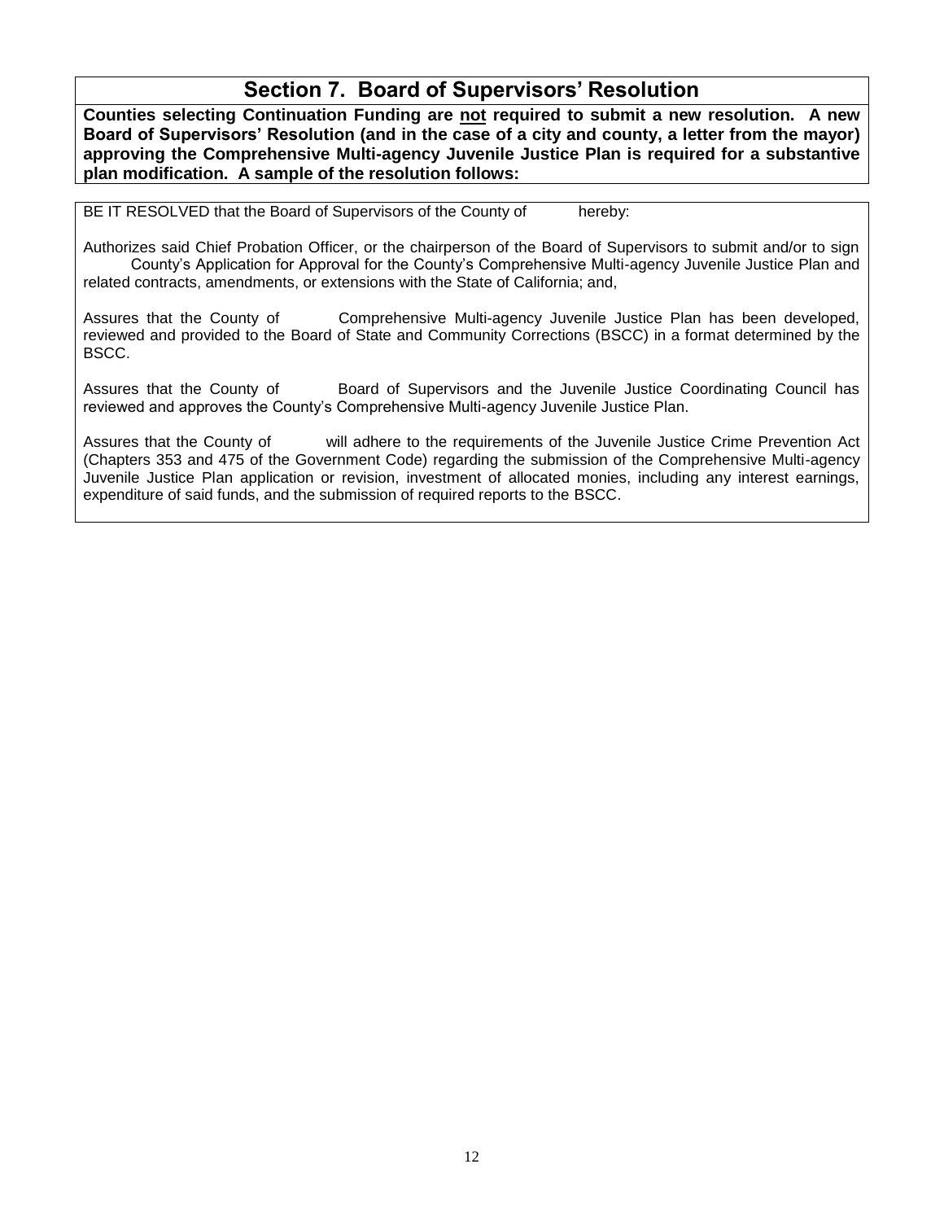## Section 7. Board of Supervisors' Resolution

**Counties selecting Continuation Funding are <u>not</u> required to submit a new resolution. A new Board of Supervisors' Resolution (and in the case of a city and county, a letter from the mayor) approving the Comprehensive Multi-agency Juvenile Justice Plan is required for a substantive plan modification. A sample of the resolution follows:**

BE IT RESOLVED that the Board of Supervisors of the County of hereby:

Authorizes said Chief Probation Officer, or the chairperson of the Board of Supervisors to submit and/or to sign County's Application for Approval for the County's Comprehensive Multi-agency Juvenile Justice Plan and related contracts, amendments, or extensions with the State of California; and,

Assures that the County of Comprehensive Multi-agency Juvenile Justice Plan has been developed, reviewed and provided to the Board of State and Community Corrections (BSCC) in a format determined by the BSCC.

Assures that the County of Board of Supervisors and the Juvenile Justice Coordinating Council has reviewed and approves the County's Comprehensive Multi-agency Juvenile Justice Plan.

Assures that the County of will adhere to the requirements of the Juvenile Justice Crime Prevention Act (Chapters 353 and 475 of the Government Code) regarding the submission of the Comprehensive Multi-agency Juvenile Justice Plan application or revision, investment of allocated monies, including any interest earnings, expenditure of said funds, and the submission of required reports to the BSCC.